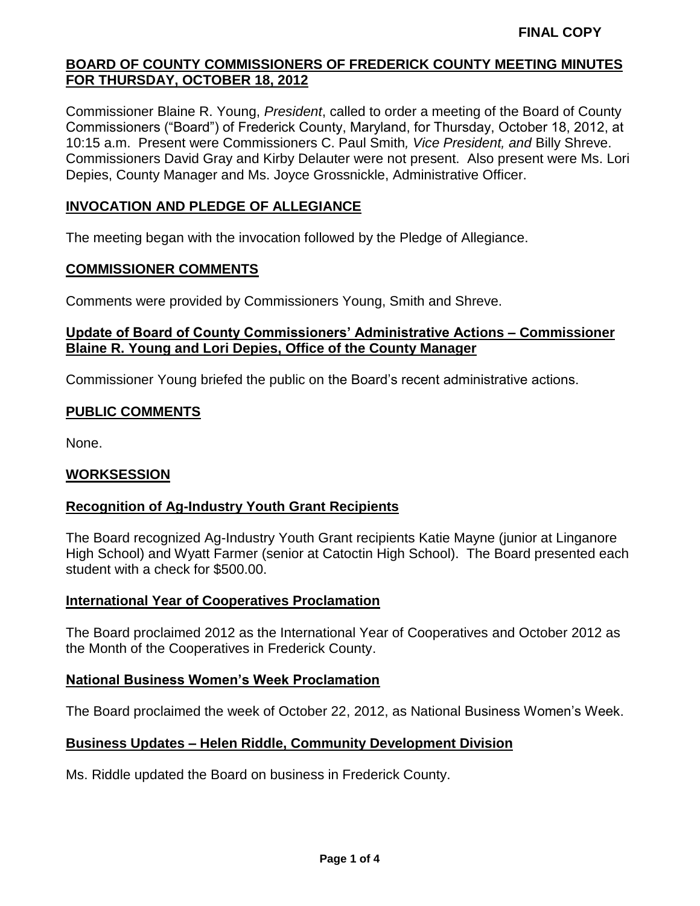**FINAL COPY**

# BOARD OF COUNTY COMMISSIONERS OF FREDERICK COUNTY MEETING MINUTES FOR THURSDAY, OCTOBER 18, 2012

Commissioner Blaine R. Young, *President*, called to order a meeting of the Board of County Commissioners ("Board") of Frederick County, Maryland, for Thursday, October 18, 2012, at 10:15 a.m. Present were Commissioners C. Paul Smith*, Vice President, and* Billy Shreve. Commissioners David Gray and Kirby Delauter were not present. Also present were Ms. Lori Depies, County Manager and Ms. Joyce Grossnickle, Administrative Officer.

## INVOCATION AND PLEDGE OF ALLEGIANCE

The meeting began with the invocation followed by the Pledge of Allegiance.

## COMMISSIONER COMMENTS

Comments were provided by Commissioners Young, Smith and Shreve.

### Update of Board of County Commissioners' Administrative Actions – Commissioner Blaine R. Young and Lori Depies, Office of the County Manager

Commissioner Young briefed the public on the Board's recent administrative actions.

## PUBLIC COMMENTS

None.

## WORKSESSION

### Recognition of Ag-Industry Youth Grant Recipients

The Board recognized Ag-Industry Youth Grant recipients Katie Mayne (junior at Linganore High School) and Wyatt Farmer (senior at Catoctin High School). The Board presented each student with a check for $500.00.

### International Year of Cooperatives Proclamation

The Board proclaimed 2012 as the International Year of Cooperatives and October 2012 as the Month of the Cooperatives in Frederick County.

### National Business Women's Week Proclamation

The Board proclaimed the week of October 22, 2012, as National Business Women's Week.

### Business Updates – Helen Riddle, Community Development Division

Ms. Riddle updated the Board on business in Frederick County.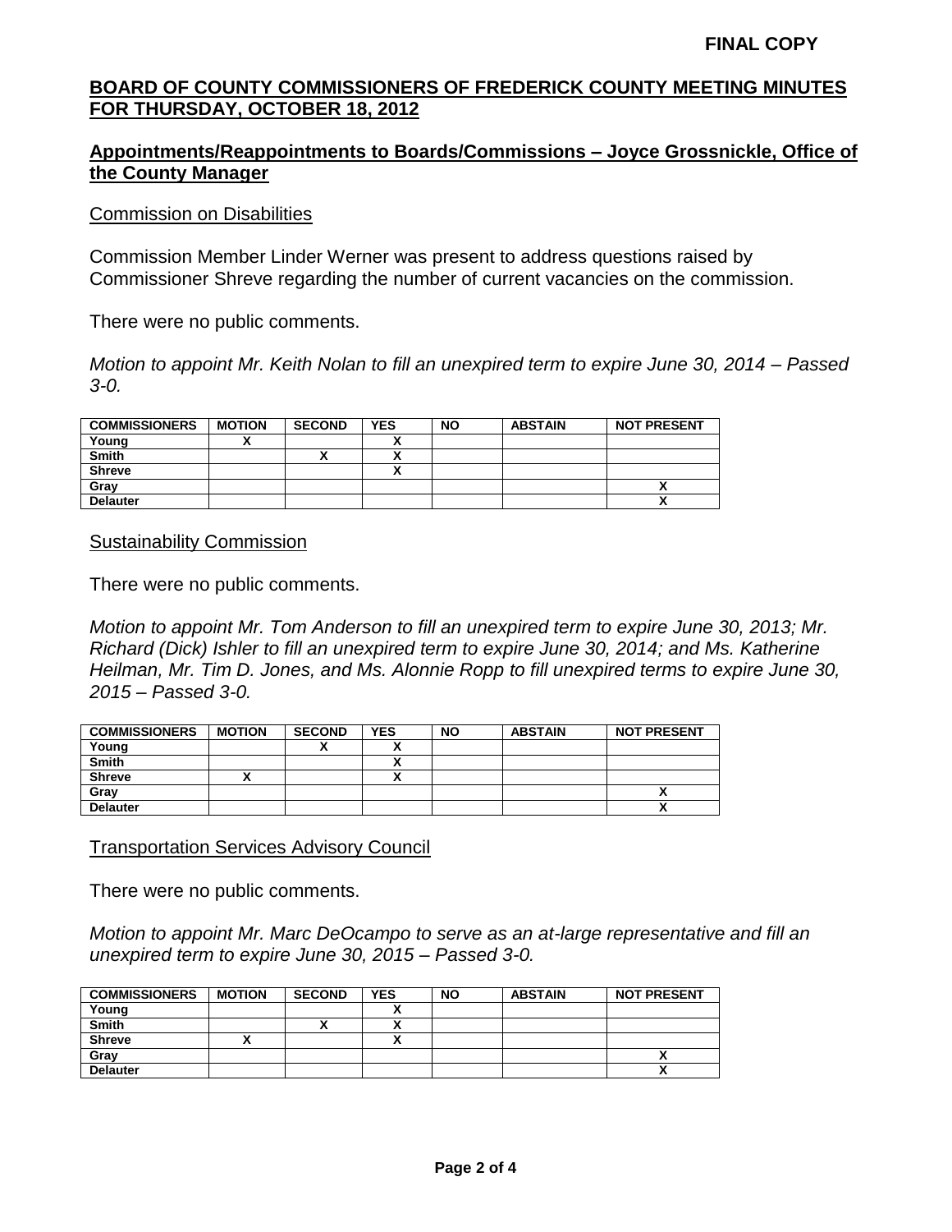FINAL COPY

**BOARD OF COUNTY COMMISSIONERS OF FREDERICK COUNTY MEETING MINUTES FOR THURSDAY, OCTOBER 18, 2012**

**Appointments/Reappointments to Boards/Commissions – Joyce Grossnickle, Office of the County Manager**

Commission on Disabilities

Commission Member Linder Werner was present to address questions raised by Commissioner Shreve regarding the number of current vacancies on the commission.

There were no public comments.

*Motion to appoint Mr. Keith Nolan to fill an unexpired term to expire June 30, 2014 – Passed 3-0.*

| COMMISSIONERS | MOTION | SECOND | YES | NO | ABSTAIN | NOT PRESENT |
|---|---|---|---|---|---|---|
| Young | X | | X | | | |
| Smith | | X | X | | | |
| Shreve | | | X | | | |
| Gray | | | | | | X |
| Delauter | | | | | | X |

Sustainability Commission

There were no public comments.

*Motion to appoint Mr. Tom Anderson to fill an unexpired term to expire June 30, 2013; Mr. Richard (Dick) Ishler to fill an unexpired term to expire June 30, 2014; and Ms. Katherine Heilman, Mr. Tim D. Jones, and Ms. Alonnie Ropp to fill unexpired terms to expire June 30, 2015 – Passed 3-0.*

| COMMISSIONERS | MOTION | SECOND | YES | NO | ABSTAIN | NOT PRESENT |
|---|---|---|---|---|---|---|
| Young | | X | X | | | |
| Smith | | | X | | | |
| Shreve | X | | X | | | |
| Gray | | | | | | X |
| Delauter | | | | | | X |

Transportation Services Advisory Council

There were no public comments.

*Motion to appoint Mr. Marc DeOcampo to serve as an at-large representative and fill an unexpired term to expire June 30, 2015 – Passed 3-0.*

| COMMISSIONERS | MOTION | SECOND | YES | NO | ABSTAIN | NOT PRESENT |
|---|---|---|---|---|---|---|
| Young | | | X | | | |
| Smith | | X | X | | | |
| Shreve | X | | X | | | |
| Gray | | | | | | X |
| Delauter | | | | | | X |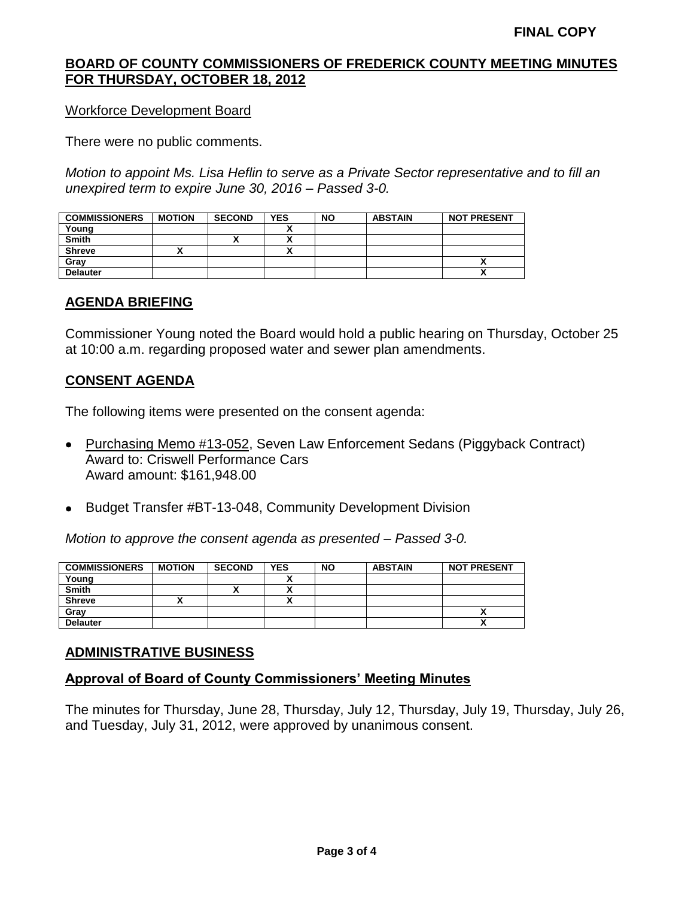**FINAL COPY**

**BOARD OF COUNTY COMMISSIONERS OF FREDERICK COUNTY MEETING MINUTES FOR THURSDAY, OCTOBER 18, 2012**

Workforce Development Board

There were no public comments.

*Motion to appoint Ms. Lisa Heflin to serve as a Private Sector representative and to fill an unexpired term to expire June 30, 2016 – Passed 3-0.*

| COMMISSIONERS | MOTION | SECOND | YES | NO | ABSTAIN | NOT PRESENT |
|---|---|---|---|---|---|---|
| Young | | | X | | | |
| Smith | | X | X | | | |
| Shreve | X | | X | | | |
| Gray | | | | | | X |
| Delauter | | | | | | X |

## AGENDA BRIEFING

Commissioner Young noted the Board would hold a public hearing on Thursday, October 25 at 10:00 a.m. regarding proposed water and sewer plan amendments.

## CONSENT AGENDA

The following items were presented on the consent agenda:

- Purchasing Memo #13-052, Seven Law Enforcement Sedans (Piggyback Contract)
  Award to: Criswell Performance Cars
  Award amount: $161,948.00
- Budget Transfer #BT-13-048, Community Development Division

*Motion to approve the consent agenda as presented – Passed 3-0.*

| COMMISSIONERS | MOTION | SECOND | YES | NO | ABSTAIN | NOT PRESENT |
|---|---|---|---|---|---|---|
| Young | | | X | | | |
| Smith | | X | X | | | |
| Shreve | X | | X | | | |
| Gray | | | | | | X |
| Delauter | | | | | | X |

## ADMINISTRATIVE BUSINESS

### Approval of Board of County Commissioners' Meeting Minutes

The minutes for Thursday, June 28, Thursday, July 12, Thursday, July 19, Thursday, July 26, and Tuesday, July 31, 2012, were approved by unanimous consent.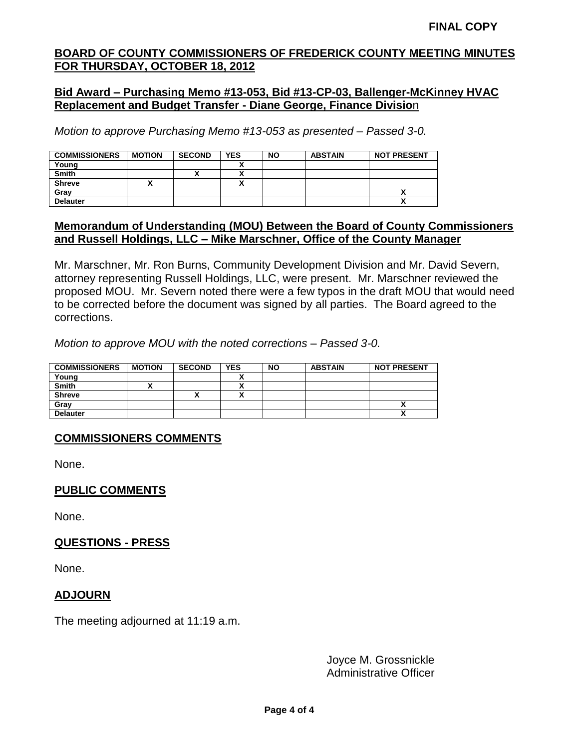**FINAL COPY**

## BOARD OF COUNTY COMMISSIONERS OF FREDERICK COUNTY MEETING MINUTES FOR THURSDAY, OCTOBER 18, 2012

### Bid Award – Purchasing Memo #13-053, Bid #13-CP-03, Ballenger-McKinney HVAC Replacement and Budget Transfer - Diane George, Finance Division

*Motion to approve Purchasing Memo #13-053 as presented – Passed 3-0.*

| COMMISSIONERS | MOTION | SECOND | YES | NO | ABSTAIN | NOT PRESENT |
|---|---|---|---|---|---|---|
| Young | | | X | | | |
| Smith | | X | X | | | |
| Shreve | X | | X | | | |
| Gray | | | | | | X |
| Delauter | | | | | | X |

### Memorandum of Understanding (MOU) Between the Board of County Commissioners and Russell Holdings, LLC – Mike Marschner, Office of the County Manager

Mr. Marschner, Mr. Ron Burns, Community Development Division and Mr. David Severn, attorney representing Russell Holdings, LLC, were present. Mr. Marschner reviewed the proposed MOU. Mr. Severn noted there were a few typos in the draft MOU that would need to be corrected before the document was signed by all parties. The Board agreed to the corrections.

*Motion to approve MOU with the noted corrections – Passed 3-0.*

| COMMISSIONERS | MOTION | SECOND | YES | NO | ABSTAIN | NOT PRESENT |
|---|---|---|---|---|---|---|
| Young | | | X | | | |
| Smith | X | | X | | | |
| Shreve | | X | X | | | |
| Gray | | | | | | X |
| Delauter | | | | | | X |

### COMMISSIONERS COMMENTS

None.

### PUBLIC COMMENTS

None.

### QUESTIONS - PRESS

None.

### ADJOURN

The meeting adjourned at 11:19 a.m.

Joyce M. Grossnickle
Administrative Officer